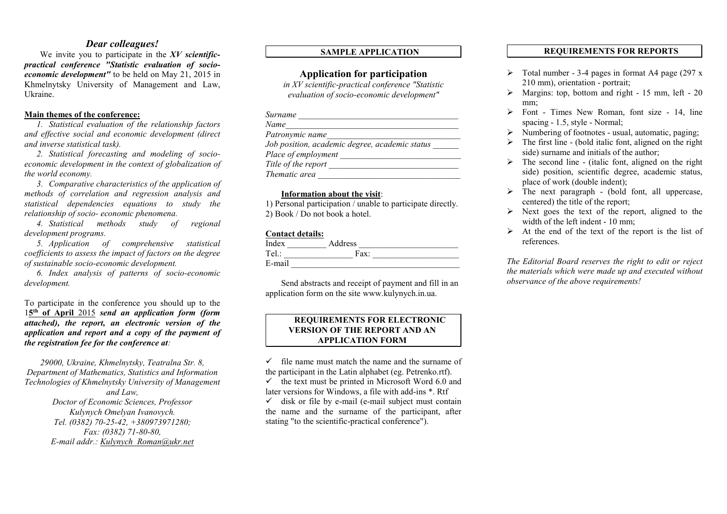## *Dear colleagues!*

We invite you to participate in the ***XV scientific-practical conference "Statistic evaluation of socio-economic development"*** to be held on May 21, 2015 in Khmelnytsky University of Management and Law, Ukraine.

**Main themes of the conference:**

*1. Statistical evaluation of the relationship factors and effective social and economic development (direct and inverse statistical task).*

*2. Statistical forecasting and modeling of socio-economic development in the context of globalization of the world economy.*

*3. Comparative characteristics of the application of methods of correlation and regression analysis and statistical dependencies equations to study the relationship of socio- economic phenomena.*

*4. Statistical methods study of regional development programs.*

*5. Application of comprehensive statistical coefficients to assess the impact of factors on the degree of sustainable socio-economic development.*

*6. Index analysis of patterns of socio-economic development.*

To participate in the conference you should up to the 1**5th of April** 2015 ***send an application form (form attached), the report, an electronic version of the application and report and a copy of the payment of the registration fee for the conference at***:

*29000, Ukraine, Khmelnytsky, Teatralna Str. 8,*
*Department of Mathematics, Statistics and Information Technologies of Khmelnytsky University of Management and Law,*
*Doctor of Economic Sciences, Professor*
*Kulynych Omelyan Ivanovych.*
*Tel. (0382) 70-25-42, +380973971280;*
*Fax: (0382) 71-80-80,*
*E-mail addr.: Kulynych_Roman@ukr.net*

### SAMPLE APPLICATION

## Application for participation

*in XV scientific-practical conference "Statistic evaluation of socio-economic development"*

*Surname* ______________________________
*Name* ______________________________
*Patronymic name* ______________________________
*Job position, academic degree, academic status* ______
*Place of employment* ______________________________
*Title of the report* ______________________________
*Thematic area* ______________________________

**Information about the visit**:

1) Personal participation / unable to participate directly.
2) Book / Do not book a hotel.

**Contact details:**

Index _________ Address ______________________
Tel.: ________________ Fax: ___________________
E-mail ______________________________________

Send abstracts and receipt of payment and fill in an application form on the site www.kulynych.in.ua.

### REQUIREMENTS FOR ELECTRONIC VERSION OF THE REPORT AND AN APPLICATION FORM

- ✓ file name must match the name and the surname of the participant in the Latin alphabet (eg. Petrenko.rtf).
- ✓ the text must be printed in Microsoft Word 6.0 and later versions for Windows, a file with add-ins *. Rtf
- ✓ disk or file by e-mail (e-mail subject must contain the name and the surname of the participant, after stating "to the scientific-practical conference").

### REQUIREMENTS FOR REPORTS

- Total number - 3-4 pages in format A4 page (297 x 210 mm), orientation - portrait;
- Margins: top, bottom and right - 15 mm, left - 20 mm;
- Font - Times New Roman, font size - 14, line spacing - 1.5, style - Normal;
- Numbering of footnotes - usual, automatic, paging;
- The first line - (bold italic font, aligned on the right side) surname and initials of the author;
- The second line - (italic font, aligned on the right side) position, scientific degree, academic status, place of work (double indent);
- The next paragraph - (bold font, all uppercase, centered) the title of the report;
- Next goes the text of the report, aligned to the width of the left indent - 10 mm;
- At the end of the text of the report is the list of references.

*The Editorial Board reserves the right to edit or reject the materials which were made up and executed without observance of the above requirements!*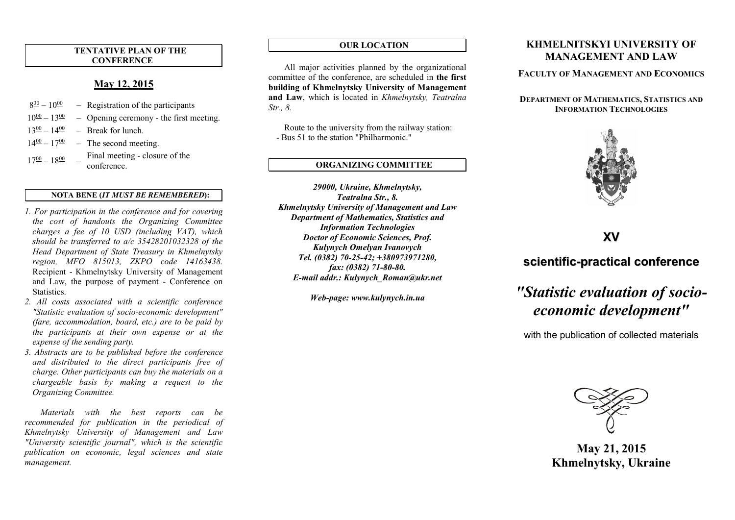## TENTATIVE PLAN OF THE CONFERENCE

### May 12, 2015

| | | |
|---|---|---|
| $8^{30} - 10^{00}$ | – | Registration of the participants |
| $10^{00} - 13^{00}$ | – | Opening ceremony - the first meeting. |
| $13^{00} - 14^{00}$ | – | Break for lunch. |
| $14^{00} - 17^{00}$ | – | The second meeting. |
| $17^{00} - 18^{00}$ | – | Final meeting - closure of the conference. |

## NOTA BENE (*IT MUST BE REMEMBERED*):

1. *For participation in the conference and for covering the cost of handouts the Organizing Committee charges a fee of 10 USD (including VAT), which should be transferred to a/c 35428201032328 of the Head Department of State Treasury in Khmelnytsky region, MFO 815013, ZKPO code 14163438.* Recipient - Khmelnytsky University of Management and Law, the purpose of payment - Conference on Statistics.
2. *All costs associated with a scientific conference "Statistic evaluation of socio-economic development" (fare, accommodation, board, etc.) are to be paid by the participants at their own expense or at the expense of the sending party.*
3. *Abstracts are to be published before the conference and distributed to the direct participants free of charge. Other participants can buy the materials on a chargeable basis by making a request to the Organizing Committee.*

*Materials with the best reports can be recommended for publication in the periodical of Khmelnytsky University of Management and Law "University scientific journal", which is the scientific publication on economic, legal sciences and state management.*

## OUR LOCATION

All major activities planned by the organizational committee of the conference, are scheduled in **the first building of Khmelnytsky University of Management and Law**, which is located in *Khmelnytsky, Teatralna Str., 8.*

Route to the university from the railway station:
- Bus 51 to the station "Philharmonic."

## ORGANIZING COMMITTEE

***29000, Ukraine, Khmelnytsky,***
***Teatralna Str., 8.***
***Khmelnytsky University of Management and Law***
***Department of Mathematics, Statistics and Information Technologies***
***Doctor of Economic Sciences, Prof.***
***Kulynych Omelyan Ivanovych***
***Tel. (0382) 70-25-42; +380973971280,***
***fax: (0382) 71-80-80.***
***E-mail addr.: Kulynych_Roman@ukr.net***

***Web-page: www.kulynych.in.ua***

# KHMELNITSKYI UNIVERSITY OF MANAGEMENT AND LAW

**FACULTY OF MANAGEMENT AND ECONOMICS**

**DEPARTMENT OF MATHEMATICS, STATISTICS AND INFORMATION TECHNOLOGIES**

**XV**

**scientific-practical conference**

# *"Statistic evaluation of socio-economic development"*

with the publication of collected materials

**May 21, 2015**
**Khmelnytsky, Ukraine**